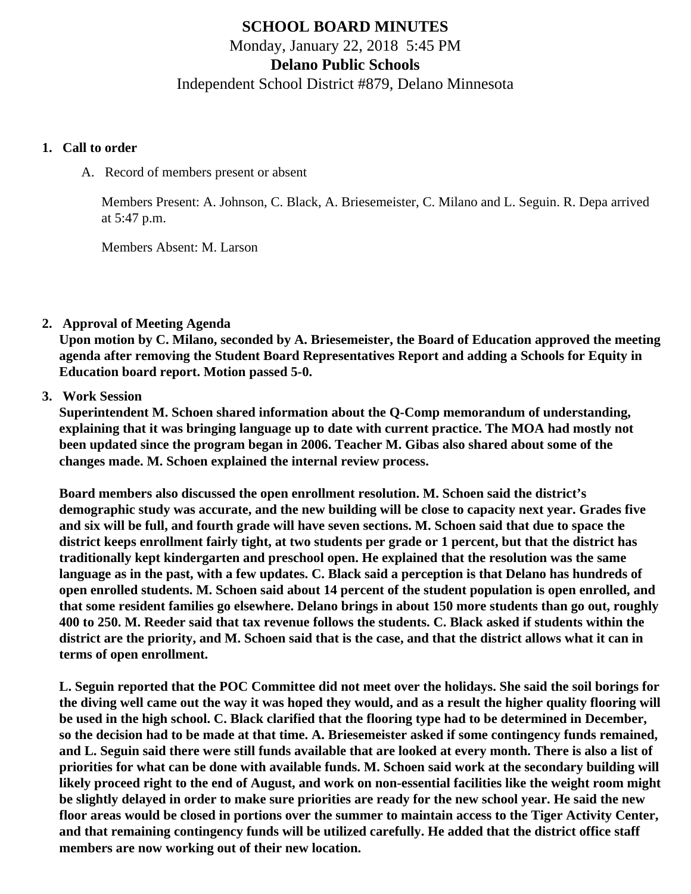# SCHOOL BOARD MINUTES

Monday, January 22, 2018 5:45 PM

**Delano Public Schools**

Independent School District #879, Delano Minnesota

1. **Call to order**

   A. Record of members present or absent

      Members Present: A. Johnson, C. Black, A. Briesemeister, C. Milano and L. Seguin. R. Depa arrived at 5:47 p.m.

      Members Absent: M. Larson

2. **Approval of Meeting Agenda**

   **Upon motion by C. Milano, seconded by A. Briesemeister, the Board of Education approved the meeting agenda after removing the Student Board Representatives Report and adding a Schools for Equity in Education board report. Motion passed 5-0.**

3. **Work Session**

   **Superintendent M. Schoen shared information about the Q-Comp memorandum of understanding, explaining that it was bringing language up to date with current practice. The MOA had mostly not been updated since the program began in 2006. Teacher M. Gibas also shared about some of the changes made. M. Schoen explained the internal review process.**

   **Board members also discussed the open enrollment resolution. M. Schoen said the district's demographic study was accurate, and the new building will be close to capacity next year. Grades five and six will be full, and fourth grade will have seven sections. M. Schoen said that due to space the district keeps enrollment fairly tight, at two students per grade or 1 percent, but that the district has traditionally kept kindergarten and preschool open. He explained that the resolution was the same language as in the past, with a few updates. C. Black said a perception is that Delano has hundreds of open enrolled students. M. Schoen said about 14 percent of the student population is open enrolled, and that some resident families go elsewhere. Delano brings in about 150 more students than go out, roughly 400 to 250. M. Reeder said that tax revenue follows the students. C. Black asked if students within the district are the priority, and M. Schoen said that is the case, and that the district allows what it can in terms of open enrollment.**

   **L. Seguin reported that the POC Committee did not meet over the holidays. She said the soil borings for the diving well came out the way it was hoped they would, and as a result the higher quality flooring will be used in the high school. C. Black clarified that the flooring type had to be determined in December, so the decision had to be made at that time. A. Briesemeister asked if some contingency funds remained, and L. Seguin said there were still funds available that are looked at every month. There is also a list of priorities for what can be done with available funds. M. Schoen said work at the secondary building will likely proceed right to the end of August, and work on non-essential facilities like the weight room might be slightly delayed in order to make sure priorities are ready for the new school year. He said the new floor areas would be closed in portions over the summer to maintain access to the Tiger Activity Center, and that remaining contingency funds will be utilized carefully. He added that the district office staff members are now working out of their new location.**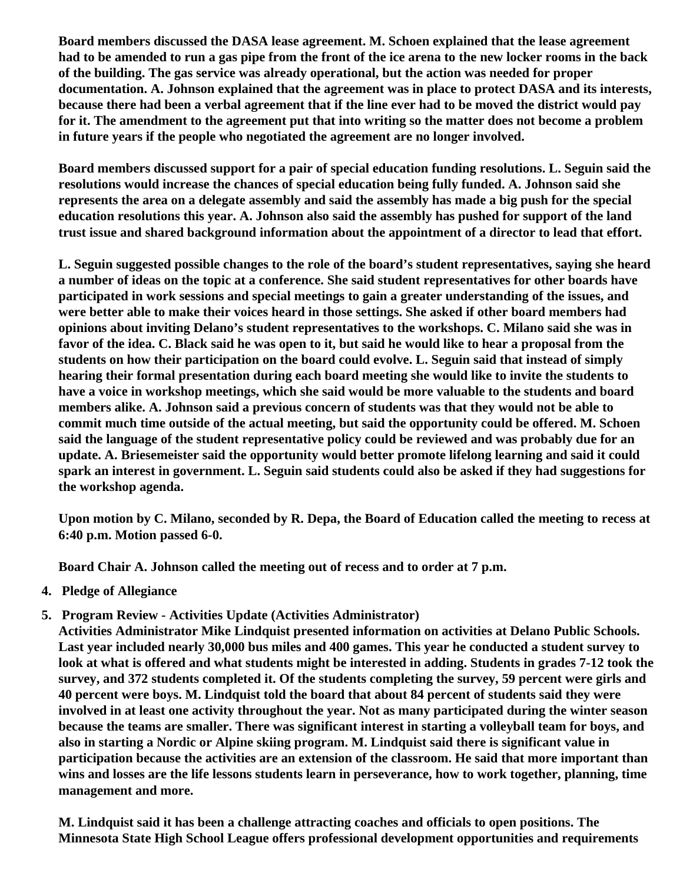**Board members discussed the DASA lease agreement. M. Schoen explained that the lease agreement had to be amended to run a gas pipe from the front of the ice arena to the new locker rooms in the back of the building. The gas service was already operational, but the action was needed for proper documentation. A. Johnson explained that the agreement was in place to protect DASA and its interests, because there had been a verbal agreement that if the line ever had to be moved the district would pay for it. The amendment to the agreement put that into writing so the matter does not become a problem in future years if the people who negotiated the agreement are no longer involved.**

**Board members discussed support for a pair of special education funding resolutions. L. Seguin said the resolutions would increase the chances of special education being fully funded. A. Johnson said she represents the area on a delegate assembly and said the assembly has made a big push for the special education resolutions this year. A. Johnson also said the assembly has pushed for support of the land trust issue and shared background information about the appointment of a director to lead that effort.**

**L. Seguin suggested possible changes to the role of the board's student representatives, saying she heard a number of ideas on the topic at a conference. She said student representatives for other boards have participated in work sessions and special meetings to gain a greater understanding of the issues, and were better able to make their voices heard in those settings. She asked if other board members had opinions about inviting Delano's student representatives to the workshops. C. Milano said she was in favor of the idea. C. Black said he was open to it, but said he would like to hear a proposal from the students on how their participation on the board could evolve. L. Seguin said that instead of simply hearing their formal presentation during each board meeting she would like to invite the students to have a voice in workshop meetings, which she said would be more valuable to the students and board members alike. A. Johnson said a previous concern of students was that they would not be able to commit much time outside of the actual meeting, but said the opportunity could be offered. M. Schoen said the language of the student representative policy could be reviewed and was probably due for an update. A. Briesemeister said the opportunity would better promote lifelong learning and said it could spark an interest in government. L. Seguin said students could also be asked if they had suggestions for the workshop agenda.**

**Upon motion by C. Milano, seconded by R. Depa, the Board of Education called the meeting to recess at 6:40 p.m. Motion passed 6-0.**

**Board Chair A. Johnson called the meeting out of recess and to order at 7 p.m.**

4. **Pledge of Allegiance**
5. **Program Review - Activities Update (Activities Administrator)**
   **Activities Administrator Mike Lindquist presented information on activities at Delano Public Schools. Last year included nearly 30,000 bus miles and 400 games. This year he conducted a student survey to look at what is offered and what students might be interested in adding. Students in grades 7-12 took the survey, and 372 students completed it. Of the students completing the survey, 59 percent were girls and 40 percent were boys. M. Lindquist told the board that about 84 percent of students said they were involved in at least one activity throughout the year. Not as many participated during the winter season because the teams are smaller. There was significant interest in starting a volleyball team for boys, and also in starting a Nordic or Alpine skiing program. M. Lindquist said there is significant value in participation because the activities are an extension of the classroom. He said that more important than wins and losses are the life lessons students learn in perseverance, how to work together, planning, time management and more.**

   **M. Lindquist said it has been a challenge attracting coaches and officials to open positions. The Minnesota State High School League offers professional development opportunities and requirements**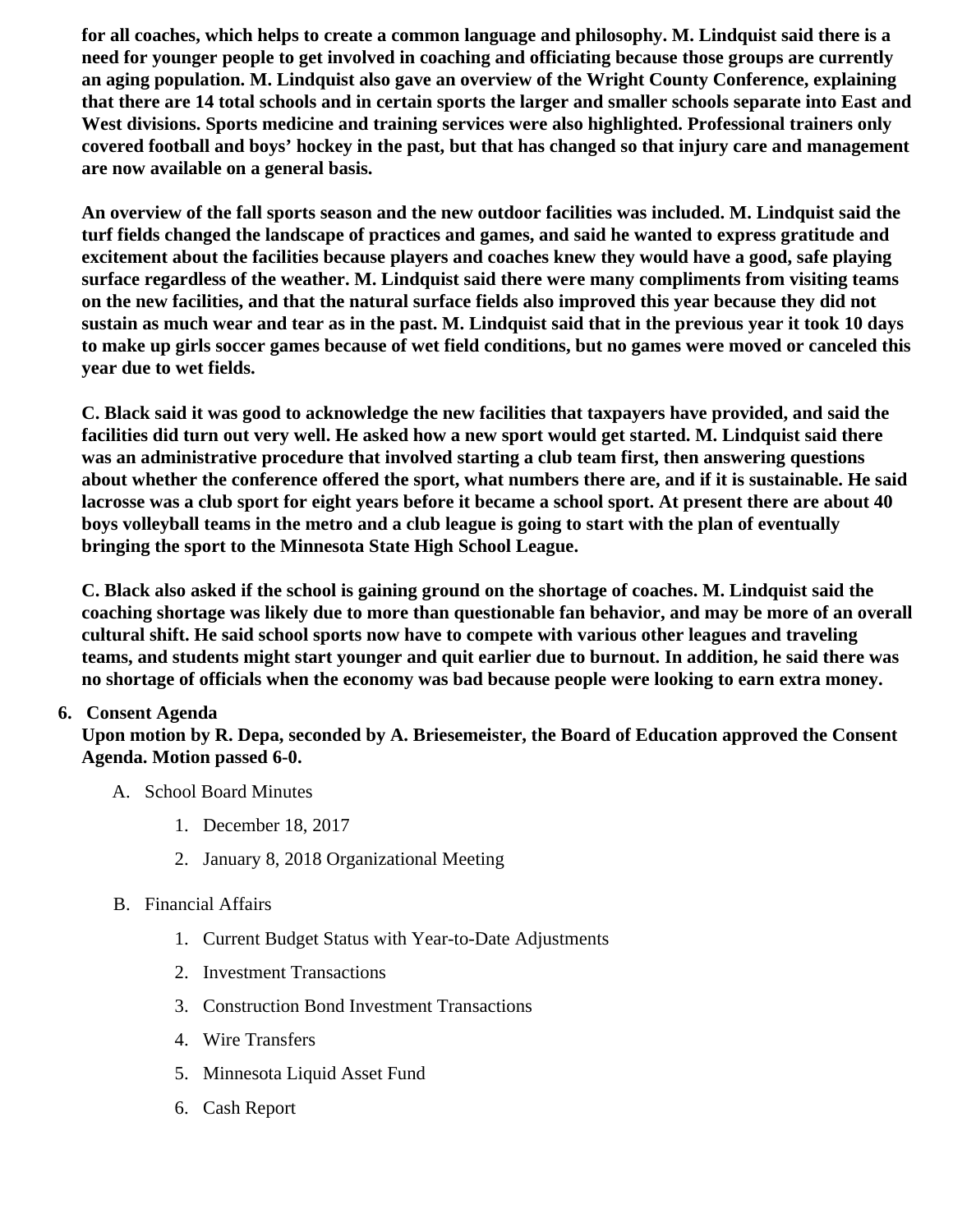**for all coaches, which helps to create a common language and philosophy. M. Lindquist said there is a need for younger people to get involved in coaching and officiating because those groups are currently an aging population. M. Lindquist also gave an overview of the Wright County Conference, explaining that there are 14 total schools and in certain sports the larger and smaller schools separate into East and West divisions. Sports medicine and training services were also highlighted. Professional trainers only covered football and boys' hockey in the past, but that has changed so that injury care and management are now available on a general basis.**

**An overview of the fall sports season and the new outdoor facilities was included. M. Lindquist said the turf fields changed the landscape of practices and games, and said he wanted to express gratitude and excitement about the facilities because players and coaches knew they would have a good, safe playing surface regardless of the weather. M. Lindquist said there were many compliments from visiting teams on the new facilities, and that the natural surface fields also improved this year because they did not sustain as much wear and tear as in the past. M. Lindquist said that in the previous year it took 10 days to make up girls soccer games because of wet field conditions, but no games were moved or canceled this year due to wet fields.**

**C. Black said it was good to acknowledge the new facilities that taxpayers have provided, and said the facilities did turn out very well. He asked how a new sport would get started. M. Lindquist said there was an administrative procedure that involved starting a club team first, then answering questions about whether the conference offered the sport, what numbers there are, and if it is sustainable. He said lacrosse was a club sport for eight years before it became a school sport. At present there are about 40 boys volleyball teams in the metro and a club league is going to start with the plan of eventually bringing the sport to the Minnesota State High School League.**

**C. Black also asked if the school is gaining ground on the shortage of coaches. M. Lindquist said the coaching shortage was likely due to more than questionable fan behavior, and may be more of an overall cultural shift. He said school sports now have to compete with various other leagues and traveling teams, and students might start younger and quit earlier due to burnout. In addition, he said there was no shortage of officials when the economy was bad because people were looking to earn extra money.**

6. **Consent Agenda**
   **Upon motion by R. Depa, seconded by A. Briesemeister, the Board of Education approved the Consent Agenda. Motion passed 6-0.**

   A. School Board Minutes
      1. December 18, 2017
      2. January 8, 2018 Organizational Meeting

   B. Financial Affairs
      1. Current Budget Status with Year-to-Date Adjustments
      2. Investment Transactions
      3. Construction Bond Investment Transactions
      4. Wire Transfers
      5. Minnesota Liquid Asset Fund
      6. Cash Report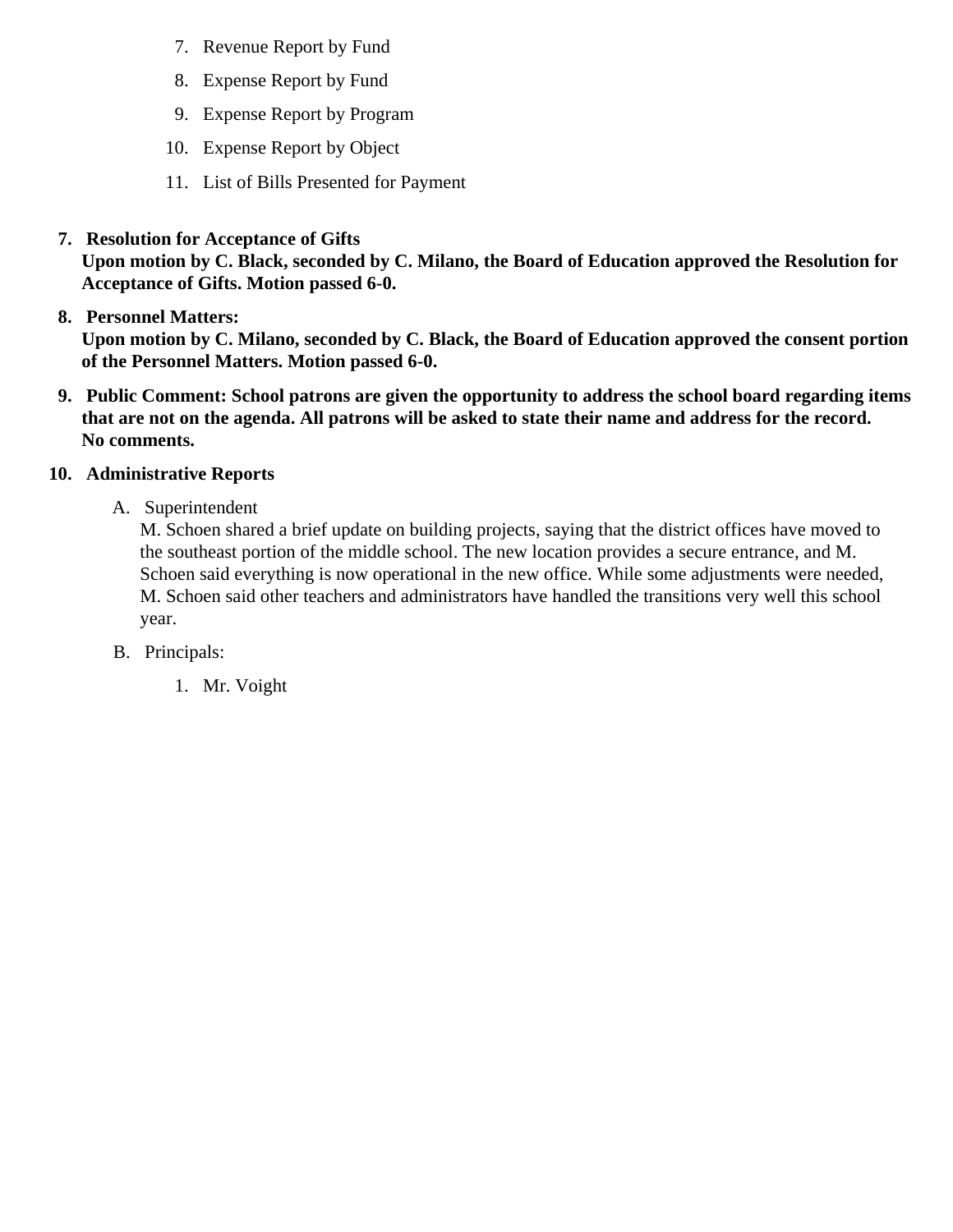7. Revenue Report by Fund
8. Expense Report by Fund
9. Expense Report by Program
10. Expense Report by Object
11. List of Bills Presented for Payment

7. **Resolution for Acceptance of Gifts**
   **Upon motion by C. Black, seconded by C. Milano, the Board of Education approved the Resolution for Acceptance of Gifts. Motion passed 6-0.**

8. **Personnel Matters:**
   **Upon motion by C. Milano, seconded by C. Black, the Board of Education approved the consent portion of the Personnel Matters. Motion passed 6-0.**

9. **Public Comment: School patrons are given the opportunity to address the school board regarding items that are not on the agenda. All patrons will be asked to state their name and address for the record.**
   **No comments.**

10. **Administrative Reports**

    A. Superintendent
       M. Schoen shared a brief update on building projects, saying that the district offices have moved to the southeast portion of the middle school. The new location provides a secure entrance, and M. Schoen said everything is now operational in the new office. While some adjustments were needed, M. Schoen said other teachers and administrators have handled the transitions very well this school year.

    B. Principals:

       1. Mr. Voight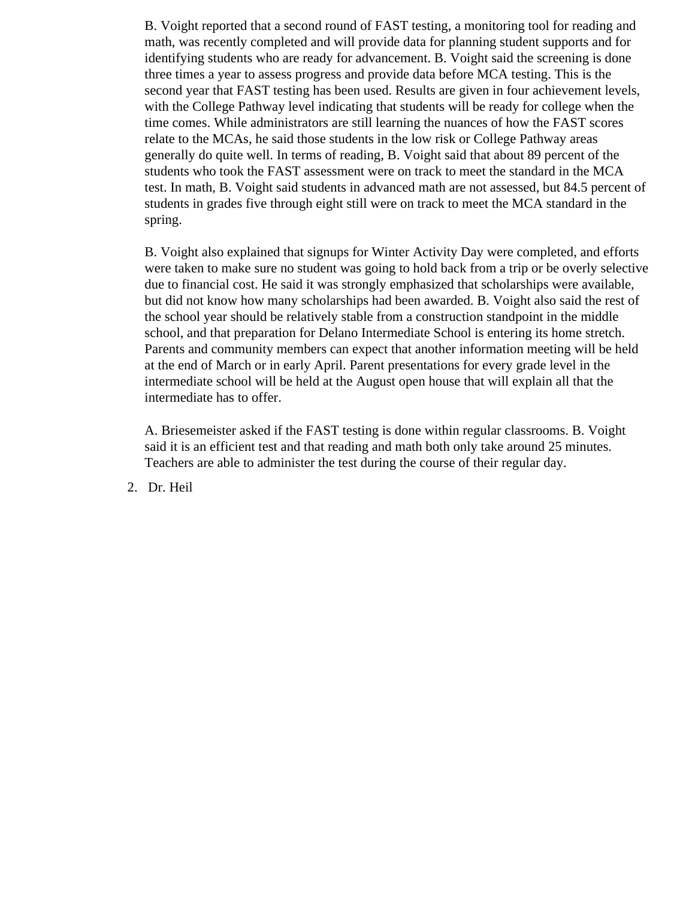B. Voight reported that a second round of FAST testing, a monitoring tool for reading and math, was recently completed and will provide data for planning student supports and for identifying students who are ready for advancement. B. Voight said the screening is done three times a year to assess progress and provide data before MCA testing. This is the second year that FAST testing has been used. Results are given in four achievement levels, with the College Pathway level indicating that students will be ready for college when the time comes. While administrators are still learning the nuances of how the FAST scores relate to the MCAs, he said those students in the low risk or College Pathway areas generally do quite well. In terms of reading, B. Voight said that about 89 percent of the students who took the FAST assessment were on track to meet the standard in the MCA test. In math, B. Voight said students in advanced math are not assessed, but 84.5 percent of students in grades five through eight still were on track to meet the MCA standard in the spring.

B. Voight also explained that signups for Winter Activity Day were completed, and efforts were taken to make sure no student was going to hold back from a trip or be overly selective due to financial cost. He said it was strongly emphasized that scholarships were available, but did not know how many scholarships had been awarded. B. Voight also said the rest of the school year should be relatively stable from a construction standpoint in the middle school, and that preparation for Delano Intermediate School is entering its home stretch. Parents and community members can expect that another information meeting will be held at the end of March or in early April. Parent presentations for every grade level in the intermediate school will be held at the August open house that will explain all that the intermediate has to offer.

A. Briesemeister asked if the FAST testing is done within regular classrooms. B. Voight said it is an efficient test and that reading and math both only take around 25 minutes. Teachers are able to administer the test during the course of their regular day.

2. Dr. Heil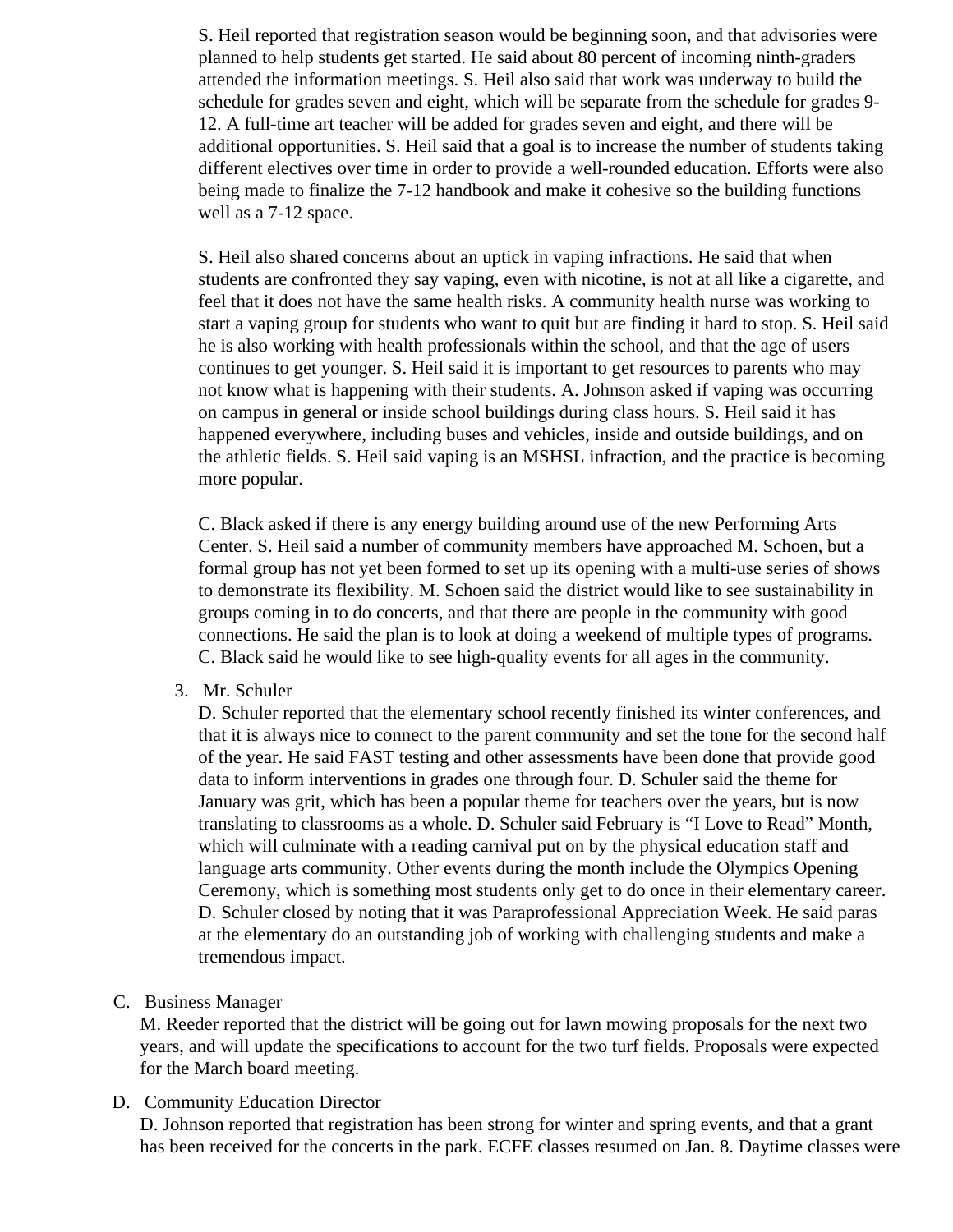S. Heil reported that registration season would be beginning soon, and that advisories were planned to help students get started. He said about 80 percent of incoming ninth-graders attended the information meetings. S. Heil also said that work was underway to build the schedule for grades seven and eight, which will be separate from the schedule for grades 9-12. A full-time art teacher will be added for grades seven and eight, and there will be additional opportunities. S. Heil said that a goal is to increase the number of students taking different electives over time in order to provide a well-rounded education. Efforts were also being made to finalize the 7-12 handbook and make it cohesive so the building functions well as a 7-12 space.

S. Heil also shared concerns about an uptick in vaping infractions. He said that when students are confronted they say vaping, even with nicotine, is not at all like a cigarette, and feel that it does not have the same health risks. A community health nurse was working to start a vaping group for students who want to quit but are finding it hard to stop. S. Heil said he is also working with health professionals within the school, and that the age of users continues to get younger. S. Heil said it is important to get resources to parents who may not know what is happening with their students. A. Johnson asked if vaping was occurring on campus in general or inside school buildings during class hours. S. Heil said it has happened everywhere, including buses and vehicles, inside and outside buildings, and on the athletic fields. S. Heil said vaping is an MSHSL infraction, and the practice is becoming more popular.

C. Black asked if there is any energy building around use of the new Performing Arts Center. S. Heil said a number of community members have approached M. Schoen, but a formal group has not yet been formed to set up its opening with a multi-use series of shows to demonstrate its flexibility. M. Schoen said the district would like to see sustainability in groups coming in to do concerts, and that there are people in the community with good connections. He said the plan is to look at doing a weekend of multiple types of programs. C. Black said he would like to see high-quality events for all ages in the community.

3. Mr. Schuler
   D. Schuler reported that the elementary school recently finished its winter conferences, and that it is always nice to connect to the parent community and set the tone for the second half of the year. He said FAST testing and other assessments have been done that provide good data to inform interventions in grades one through four. D. Schuler said the theme for January was grit, which has been a popular theme for teachers over the years, but is now translating to classrooms as a whole. D. Schuler said February is "I Love to Read" Month, which will culminate with a reading carnival put on by the physical education staff and language arts community. Other events during the month include the Olympics Opening Ceremony, which is something most students only get to do once in their elementary career. D. Schuler closed by noting that it was Paraprofessional Appreciation Week. He said paras at the elementary do an outstanding job of working with challenging students and make a tremendous impact.

C. Business Manager
   M. Reeder reported that the district will be going out for lawn mowing proposals for the next two years, and will update the specifications to account for the two turf fields. Proposals were expected for the March board meeting.

D. Community Education Director
   D. Johnson reported that registration has been strong for winter and spring events, and that a grant has been received for the concerts in the park. ECFE classes resumed on Jan. 8. Daytime classes were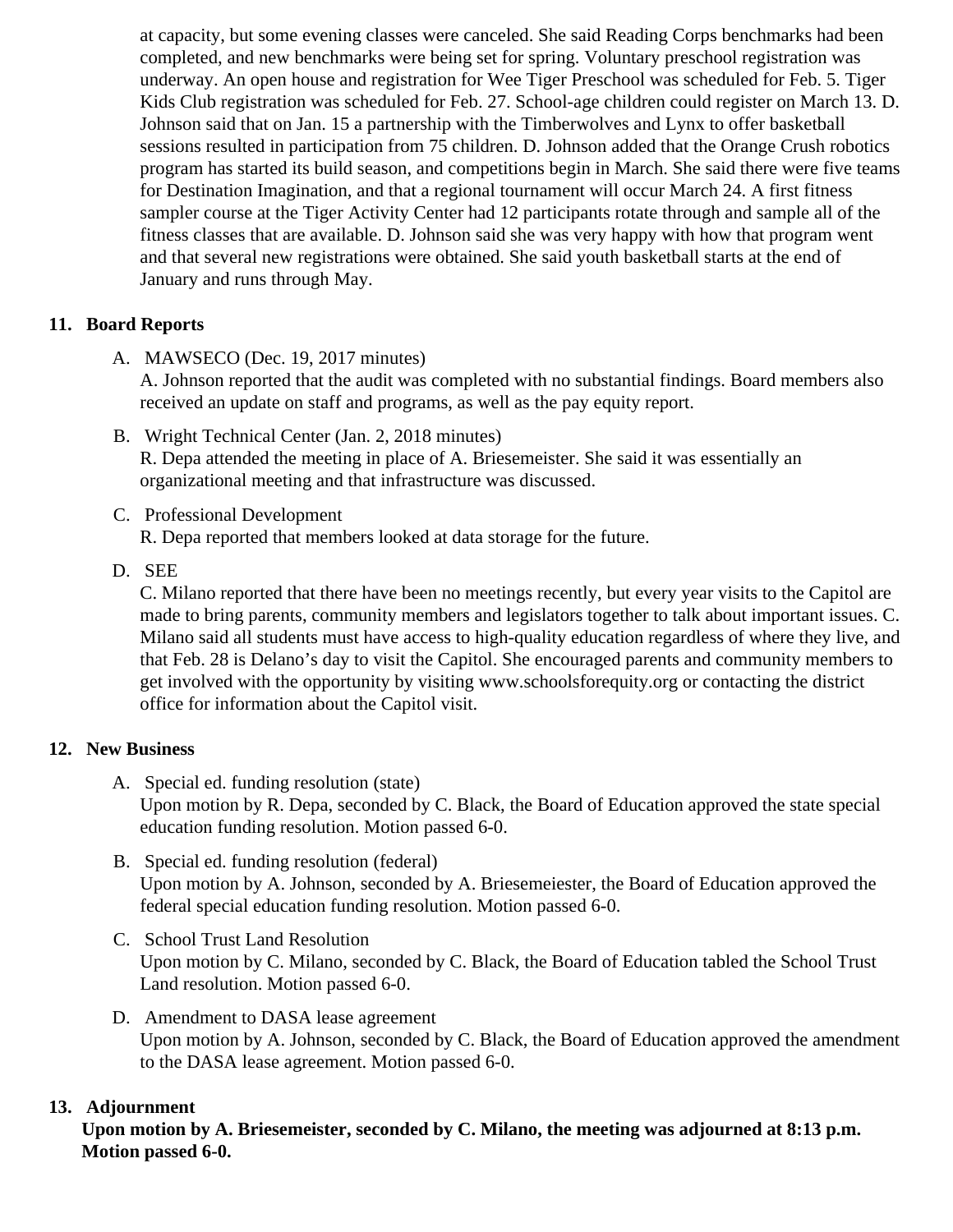at capacity, but some evening classes were canceled. She said Reading Corps benchmarks had been completed, and new benchmarks were being set for spring. Voluntary preschool registration was underway. An open house and registration for Wee Tiger Preschool was scheduled for Feb. 5. Tiger Kids Club registration was scheduled for Feb. 27. School-age children could register on March 13. D. Johnson said that on Jan. 15 a partnership with the Timberwolves and Lynx to offer basketball sessions resulted in participation from 75 children. D. Johnson added that the Orange Crush robotics program has started its build season, and competitions begin in March. She said there were five teams for Destination Imagination, and that a regional tournament will occur March 24. A first fitness sampler course at the Tiger Activity Center had 12 participants rotate through and sample all of the fitness classes that are available. D. Johnson said she was very happy with how that program went and that several new registrations were obtained. She said youth basketball starts at the end of January and runs through May.

## 11. Board Reports

A. MAWSECO (Dec. 19, 2017 minutes)
A. Johnson reported that the audit was completed with no substantial findings. Board members also received an update on staff and programs, as well as the pay equity report.

B. Wright Technical Center (Jan. 2, 2018 minutes)
R. Depa attended the meeting in place of A. Briesemeister. She said it was essentially an organizational meeting and that infrastructure was discussed.

C. Professional Development
R. Depa reported that members looked at data storage for the future.

D. SEE
C. Milano reported that there have been no meetings recently, but every year visits to the Capitol are made to bring parents, community members and legislators together to talk about important issues. C. Milano said all students must have access to high-quality education regardless of where they live, and that Feb. 28 is Delano's day to visit the Capitol. She encouraged parents and community members to get involved with the opportunity by visiting www.schoolsforequity.org or contacting the district office for information about the Capitol visit.

## 12. New Business

A. Special ed. funding resolution (state)
Upon motion by R. Depa, seconded by C. Black, the Board of Education approved the state special education funding resolution. Motion passed 6-0.

B. Special ed. funding resolution (federal)
Upon motion by A. Johnson, seconded by A. Briesemeiester, the Board of Education approved the federal special education funding resolution. Motion passed 6-0.

C. School Trust Land Resolution
Upon motion by C. Milano, seconded by C. Black, the Board of Education tabled the School Trust Land resolution. Motion passed 6-0.

D. Amendment to DASA lease agreement
Upon motion by A. Johnson, seconded by C. Black, the Board of Education approved the amendment to the DASA lease agreement. Motion passed 6-0.

## 13. Adjournment

**Upon motion by A. Briesemeister, seconded by C. Milano, the meeting was adjourned at 8:13 p.m. Motion passed 6-0.**